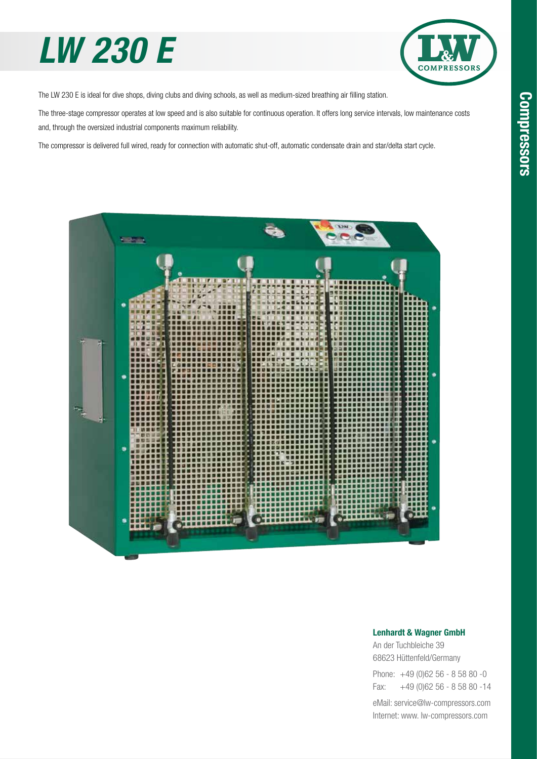# LW 230 E

The LW 230 E is ideal for dive shops, diving clubs and diving schools, as well as medium-sized breathing air filling station.

The three-stage compressor operates at low speed and is also suitable for continuous operation. It offers long service intervals, low maintenance costs and, through the oversized industrial components maximum reliability.

The compressor is delivered full wired, ready for connection with automatic shut-off, automatic condensate drain and star/delta start cycle.

**Lenhardt & Wagner GmbH**

An der Tuchbleiche 39
68623 Hüttenfeld/Germany

Phone: +49 (0)62 56 - 8 58 80 -0
Fax: +49 (0)62 56 - 8 58 80 -14

eMail: service@lw-compressors.com
Internet: www. lw-compressors.com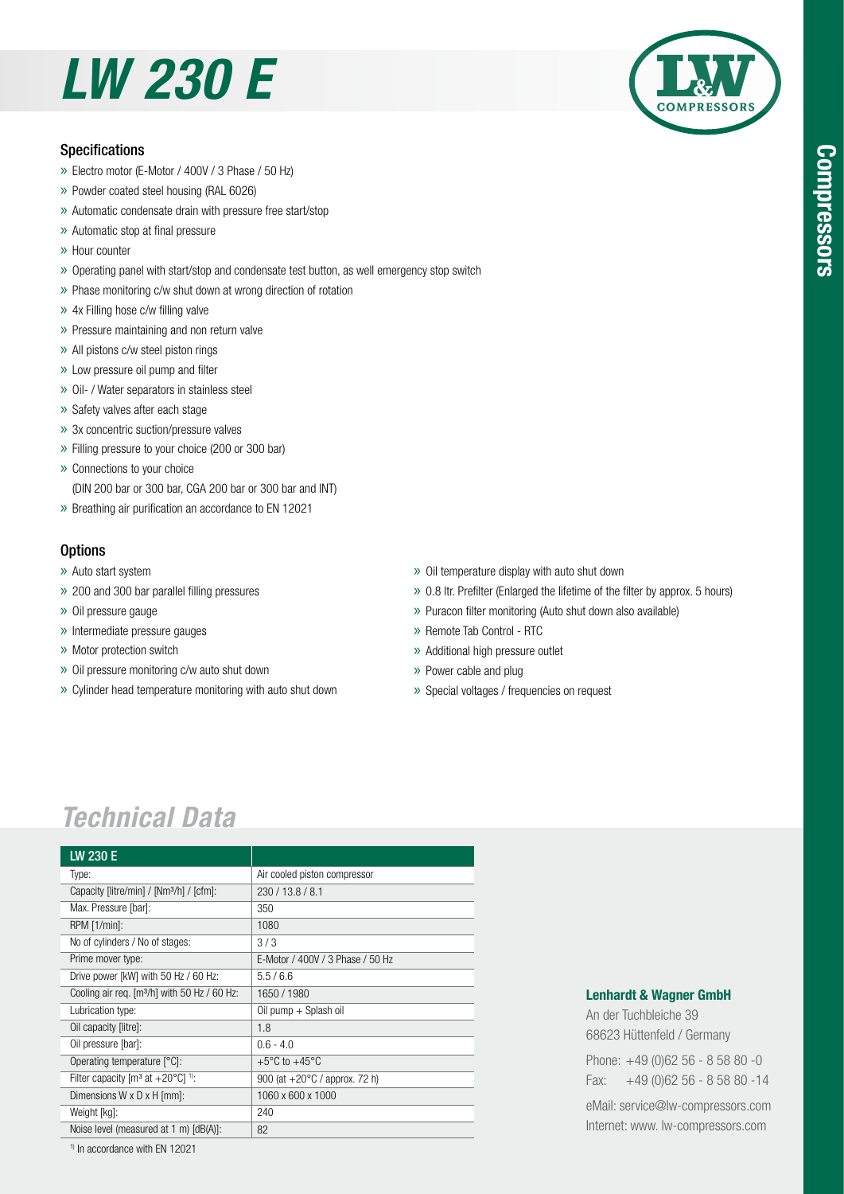# LW 230 E

## Specifications

- Electro motor (E-Motor / 400V / 3 Phase / 50 Hz)
- Powder coated steel housing (RAL 6026)
- Automatic condensate drain with pressure free start/stop
- Automatic stop at final pressure
- Hour counter
- Operating panel with start/stop and condensate test button, as well emergency stop switch
- Phase monitoring c/w shut down at wrong direction of rotation
- 4x Filling hose c/w filling valve
- Pressure maintaining and non return valve
- All pistons c/w steel piston rings
- Low pressure oil pump and filter
- Oil- / Water separators in stainless steel
- Safety valves after each stage
- 3x concentric suction/pressure valves
- Filling pressure to your choice (200 or 300 bar)
- Connections to your choice (DIN 200 bar or 300 bar, CGA 200 bar or 300 bar and INT)
- Breathing air purification an accordance to EN 12021

## Options

- Auto start system
- 200 and 300 bar parallel filling pressures
- Oil pressure gauge
- Intermediate pressure gauges
- Motor protection switch
- Oil pressure monitoring c/w auto shut down
- Cylinder head temperature monitoring with auto shut down
- Oil temperature display with auto shut down
- 0.8 ltr. Prefilter (Enlarged the lifetime of the filter by approx. 5 hours)
- Puracon filter monitoring (Auto shut down also available)
- Remote Tab Control - RTC
- Additional high pressure outlet
- Power cable and plug
- Special voltages / frequencies on request

## Technical Data

| LW 230 E | |
|---|---|
| Type: | Air cooled piston compressor |
| Capacity [litre/min] / [Nm³/h] / [cfm]: | 230 / 13.8 / 8.1 |
| Max. Pressure [bar]: | 350 |
| RPM [1/min]: | 1080 |
| No of cylinders / No of stages: | 3 / 3 |
| Prime mover type: | E-Motor / 400V / 3 Phase / 50 Hz |
| Drive power [kW] with 50 Hz / 60 Hz: | 5.5 / 6.6 |
| Cooling air req. [m³/h] with 50 Hz / 60 Hz: | 1650 / 1980 |
| Lubrication type: | Oil pump + Splash oil |
| Oil capacity [litre]: | 1.8 |
| Oil pressure [bar]: | 0.6 - 4.0 |
| Operating temperature [°C]: | +5°C to +45°C |
| Filter capacity [m³ at +20°C] [1]: | 900 (at +20°C / approx. 72 h) |
| Dimensions W x D x H [mm]: | 1060 x 600 x 1000 |
| Weight [kg]: | 240 |
| Noise level (measured at 1 m) [dB(A)]: | 82 |

[1] In accordance with EN 12021

**Lenhardt & Wagner GmbH**

An der Tuchbleiche 39
68623 Hüttenfeld / Germany

Phone: +49 (0)62 56 - 8 58 80 -0
Fax: +49 (0)62 56 - 8 58 80 -14

eMail: service@lw-compressors.com
Internet: www. lw-compressors.com